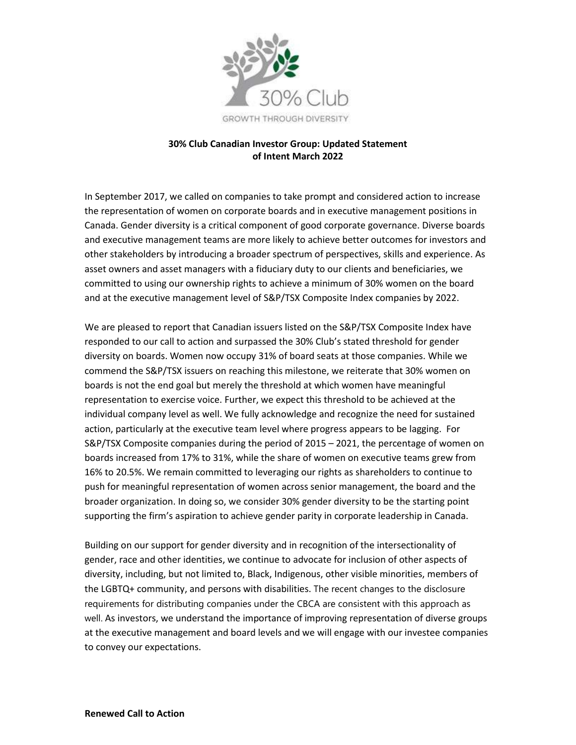# 30% Club Canadian Investor Group: Updated Statement of Intent March 2022

In September 2017, we called on companies to take prompt and considered action to increase the representation of women on corporate boards and in executive management positions in Canada. Gender diversity is a critical component of good corporate governance. Diverse boards and executive management teams are more likely to achieve better outcomes for investors and other stakeholders by introducing a broader spectrum of perspectives, skills and experience. As asset owners and asset managers with a fiduciary duty to our clients and beneficiaries, we committed to using our ownership rights to achieve a minimum of 30% women on the board and at the executive management level of S&P/TSX Composite Index companies by 2022.

We are pleased to report that Canadian issuers listed on the S&P/TSX Composite Index have responded to our call to action and surpassed the 30% Club's stated threshold for gender diversity on boards. Women now occupy 31% of board seats at those companies. While we commend the S&P/TSX issuers on reaching this milestone, we reiterate that 30% women on boards is not the end goal but merely the threshold at which women have meaningful representation to exercise voice. Further, we expect this threshold to be achieved at the individual company level as well. We fully acknowledge and recognize the need for sustained action, particularly at the executive team level where progress appears to be lagging. For S&P/TSX Composite companies during the period of 2015 – 2021, the percentage of women on boards increased from 17% to 31%, while the share of women on executive teams grew from 16% to 20.5%. We remain committed to leveraging our rights as shareholders to continue to push for meaningful representation of women across senior management, the board and the broader organization. In doing so, we consider 30% gender diversity to be the starting point supporting the firm's aspiration to achieve gender parity in corporate leadership in Canada.

Building on our support for gender diversity and in recognition of the intersectionality of gender, race and other identities, we continue to advocate for inclusion of other aspects of diversity, including, but not limited to, Black, Indigenous, other visible minorities, members of the LGBTQ+ community, and persons with disabilities. The recent changes to the disclosure requirements for distributing companies under the CBCA are consistent with this approach as well. As investors, we understand the importance of improving representation of diverse groups at the executive management and board levels and we will engage with our investee companies to convey our expectations.

**Renewed Call to Action**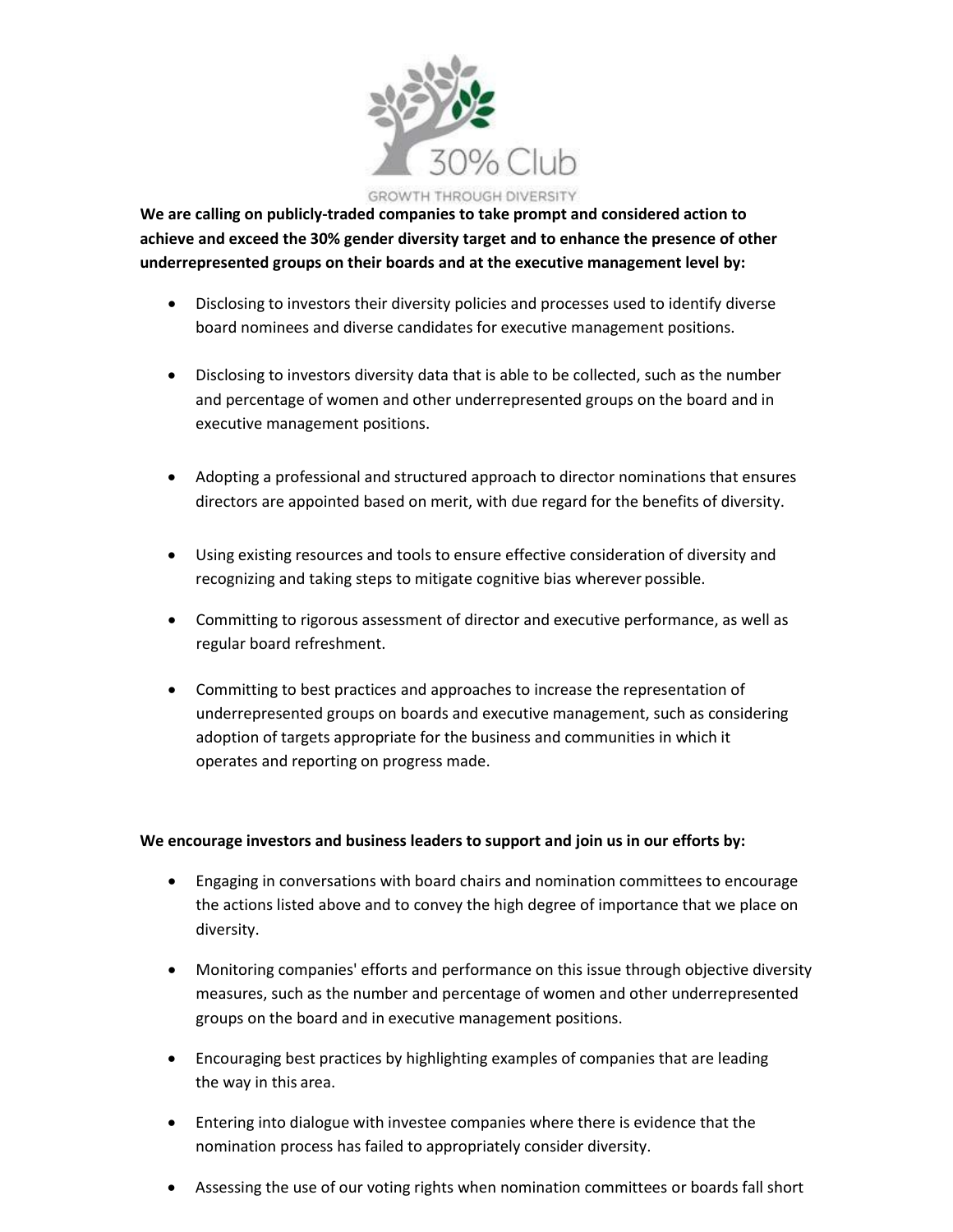30% Club

GROWTH THROUGH DIVERSITY

**We are calling on publicly-traded companies to take prompt and considered action to achieve and exceed the 30% gender diversity target and to enhance the presence of other underrepresented groups on their boards and at the executive management level by:**

- Disclosing to investors their diversity policies and processes used to identify diverse board nominees and diverse candidates for executive management positions.
- Disclosing to investors diversity data that is able to be collected, such as the number and percentage of women and other underrepresented groups on the board and in executive management positions.
- Adopting a professional and structured approach to director nominations that ensures directors are appointed based on merit, with due regard for the benefits of diversity.
- Using existing resources and tools to ensure effective consideration of diversity and recognizing and taking steps to mitigate cognitive bias wherever possible.
- Committing to rigorous assessment of director and executive performance, as well as regular board refreshment.
- Committing to best practices and approaches to increase the representation of underrepresented groups on boards and executive management, such as considering adoption of targets appropriate for the business and communities in which it operates and reporting on progress made.

**We encourage investors and business leaders to support and join us in our efforts by:**

- Engaging in conversations with board chairs and nomination committees to encourage the actions listed above and to convey the high degree of importance that we place on diversity.
- Monitoring companies' efforts and performance on this issue through objective diversity measures, such as the number and percentage of women and other underrepresented groups on the board and in executive management positions.
- Encouraging best practices by highlighting examples of companies that are leading the way in this area.
- Entering into dialogue with investee companies where there is evidence that the nomination process has failed to appropriately consider diversity.
- Assessing the use of our voting rights when nomination committees or boards fall short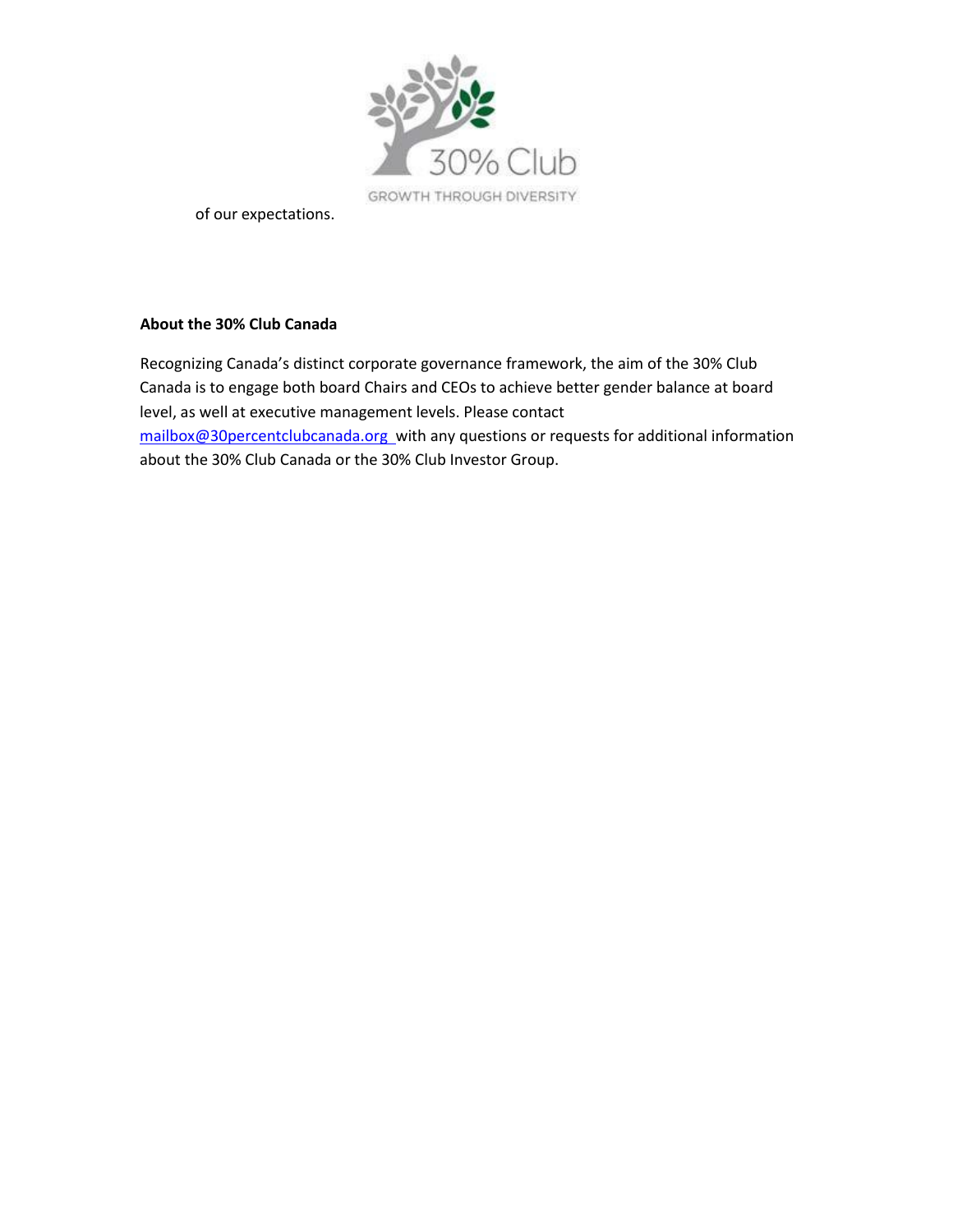of our expectations.

**About the 30% Club Canada**

Recognizing Canada's distinct corporate governance framework, the aim of the 30% Club Canada is to engage both board Chairs and CEOs to achieve better gender balance at board level, as well at executive management levels. Please contact mailbox@30percentclubcanada.org with any questions or requests for additional information about the 30% Club Canada or the 30% Club Investor Group.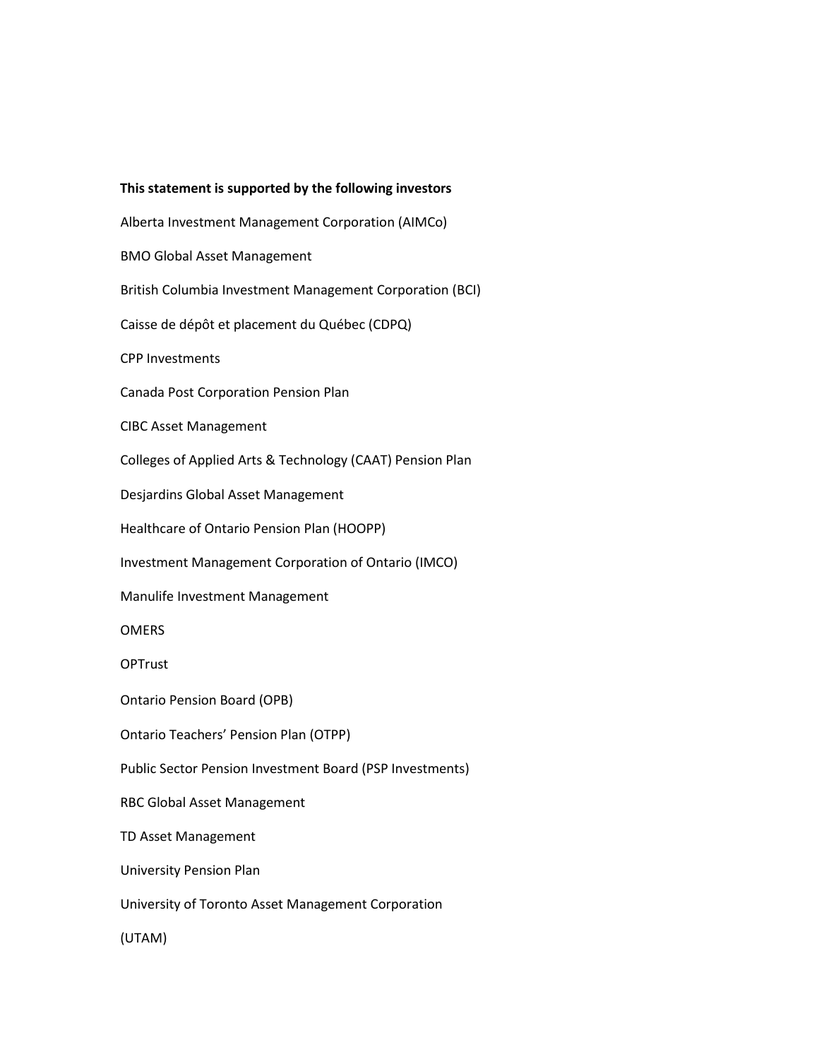**This statement is supported by the following investors**

Alberta Investment Management Corporation (AIMCo)

BMO Global Asset Management

British Columbia Investment Management Corporation (BCI)

Caisse de dépôt et placement du Québec (CDPQ)

CPP Investments

Canada Post Corporation Pension Plan

CIBC Asset Management

Colleges of Applied Arts & Technology (CAAT) Pension Plan

Desjardins Global Asset Management

Healthcare of Ontario Pension Plan (HOOPP)

Investment Management Corporation of Ontario (IMCO)

Manulife Investment Management

OMERS

OPTrust

Ontario Pension Board (OPB)

Ontario Teachers' Pension Plan (OTPP)

Public Sector Pension Investment Board (PSP Investments)

RBC Global Asset Management

TD Asset Management

University Pension Plan

University of Toronto Asset Management Corporation

(UTAM)